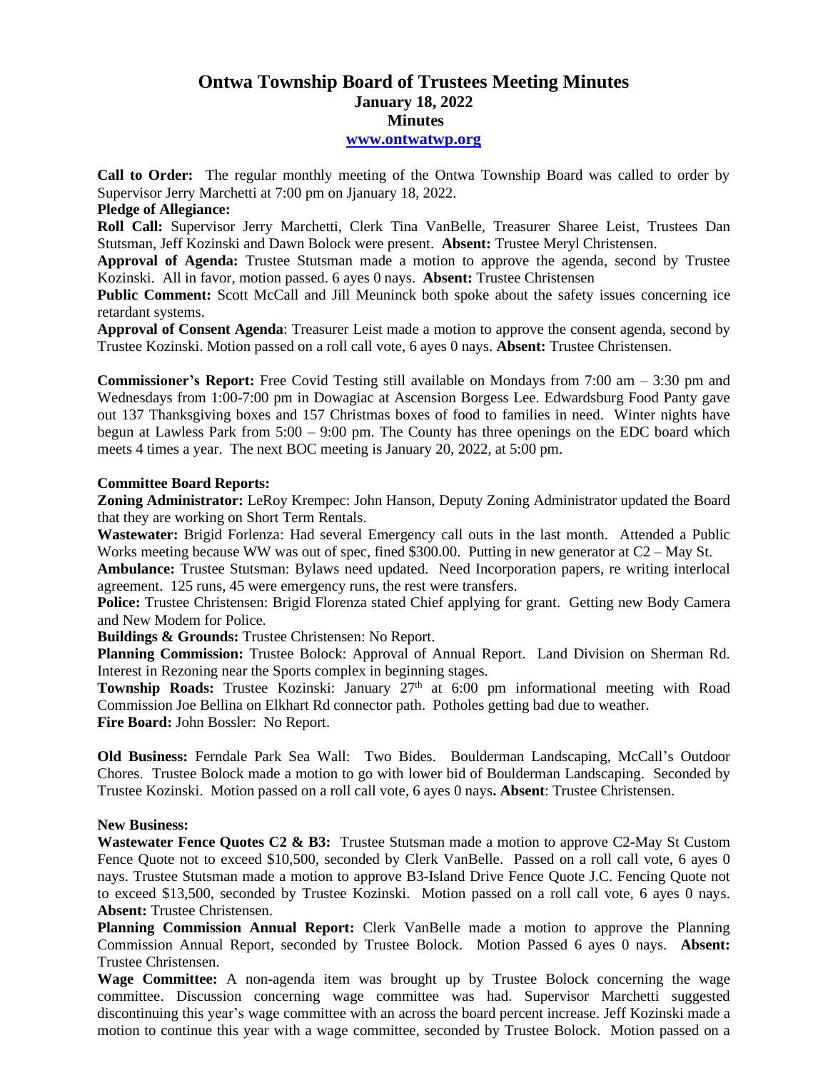# Ontwa Township Board of Trustees Meeting Minutes
## January 18, 2022
## Minutes
### www.ontwatwp.org

**Call to Order:** The regular monthly meeting of the Ontwa Township Board was called to order by Supervisor Jerry Marchetti at 7:00 pm on Jjanuary 18, 2022.

**Pledge of Allegiance:**

**Roll Call:** Supervisor Jerry Marchetti, Clerk Tina VanBelle, Treasurer Sharee Leist, Trustees Dan Stutsman, Jeff Kozinski and Dawn Bolock were present. **Absent:** Trustee Meryl Christensen.

**Approval of Agenda:** Trustee Stutsman made a motion to approve the agenda, second by Trustee Kozinski. All in favor, motion passed. 6 ayes 0 nays. **Absent:** Trustee Christensen

**Public Comment:** Scott McCall and Jill Meuninck both spoke about the safety issues concerning ice retardant systems.

**Approval of Consent Agenda**: Treasurer Leist made a motion to approve the consent agenda, second by Trustee Kozinski. Motion passed on a roll call vote, 6 ayes 0 nays. **Absent:** Trustee Christensen.

**Commissioner's Report:** Free Covid Testing still available on Mondays from 7:00 am – 3:30 pm and Wednesdays from 1:00-7:00 pm in Dowagiac at Ascension Borgess Lee. Edwardsburg Food Panty gave out 137 Thanksgiving boxes and 157 Christmas boxes of food to families in need. Winter nights have begun at Lawless Park from 5:00 – 9:00 pm. The County has three openings on the EDC board which meets 4 times a year. The next BOC meeting is January 20, 2022, at 5:00 pm.

**Committee Board Reports:**

**Zoning Administrator:** LeRoy Krempec: John Hanson, Deputy Zoning Administrator updated the Board that they are working on Short Term Rentals.

**Wastewater:** Brigid Forlenza: Had several Emergency call outs in the last month. Attended a Public Works meeting because WW was out of spec, fined $300.00. Putting in new generator at C2 – May St.

**Ambulance:** Trustee Stutsman: Bylaws need updated. Need Incorporation papers, re writing interlocal agreement. 125 runs, 45 were emergency runs, the rest were transfers.

**Police:** Trustee Christensen: Brigid Florenza stated Chief applying for grant. Getting new Body Camera and New Modem for Police.

**Buildings & Grounds:** Trustee Christensen: No Report.

**Planning Commission:** Trustee Bolock: Approval of Annual Report. Land Division on Sherman Rd. Interest in Rezoning near the Sports complex in beginning stages.

**Township Roads:** Trustee Kozinski: January 27th at 6:00 pm informational meeting with Road Commission Joe Bellina on Elkhart Rd connector path. Potholes getting bad due to weather.

**Fire Board:** John Bossler: No Report.

**Old Business:** Ferndale Park Sea Wall: Two Bides. Boulderman Landscaping, McCall's Outdoor Chores. Trustee Bolock made a motion to go with lower bid of Boulderman Landscaping. Seconded by Trustee Kozinski. Motion passed on a roll call vote, 6 ayes 0 nays**. Absent**: Trustee Christensen.

**New Business:**

**Wastewater Fence Quotes C2 & B3:** Trustee Stutsman made a motion to approve C2-May St Custom Fence Quote not to exceed $10,500, seconded by Clerk VanBelle. Passed on a roll call vote, 6 ayes 0 nays. Trustee Stutsman made a motion to approve B3-Island Drive Fence Quote J.C. Fencing Quote not to exceed $13,500, seconded by Trustee Kozinski. Motion passed on a roll call vote, 6 ayes 0 nays. **Absent:** Trustee Christensen.

**Planning Commission Annual Report:** Clerk VanBelle made a motion to approve the Planning Commission Annual Report, seconded by Trustee Bolock. Motion Passed 6 ayes 0 nays. **Absent:** Trustee Christensen.

**Wage Committee:** A non-agenda item was brought up by Trustee Bolock concerning the wage committee. Discussion concerning wage committee was had. Supervisor Marchetti suggested discontinuing this year's wage committee with an across the board percent increase. Jeff Kozinski made a motion to continue this year with a wage committee, seconded by Trustee Bolock. Motion passed on a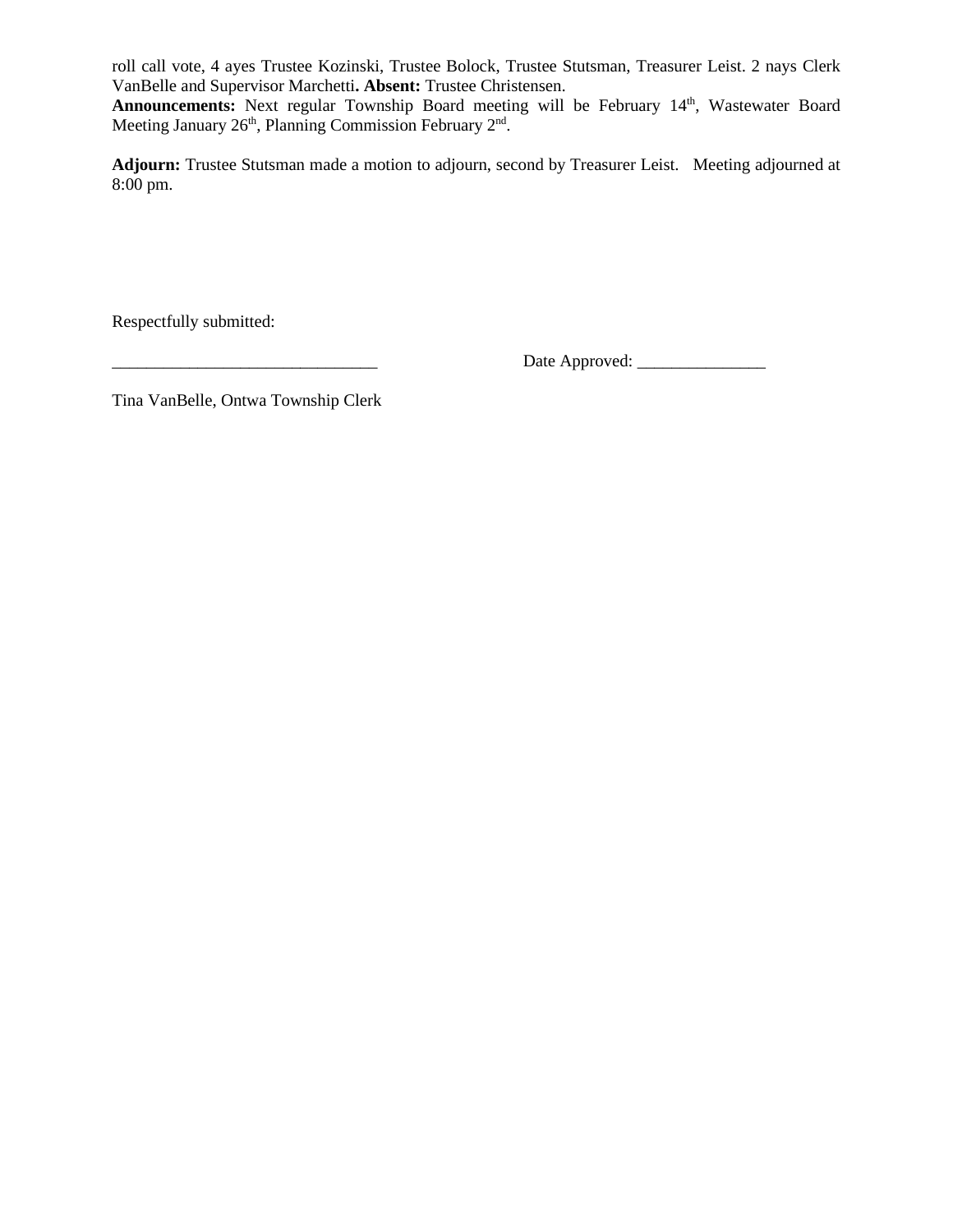roll call vote, 4 ayes Trustee Kozinski, Trustee Bolock, Trustee Stutsman, Treasurer Leist. 2 nays Clerk VanBelle and Supervisor Marchetti**.** **Absent:** Trustee Christensen.
**Announcements:** Next regular Township Board meeting will be February 14th, Wastewater Board Meeting January 26th, Planning Commission February 2nd.

**Adjourn:** Trustee Stutsman made a motion to adjourn, second by Treasurer Leist. Meeting adjourned at 8:00 pm.

Respectfully submitted:

_______________________________ Date Approved: _______________

Tina VanBelle, Ontwa Township Clerk